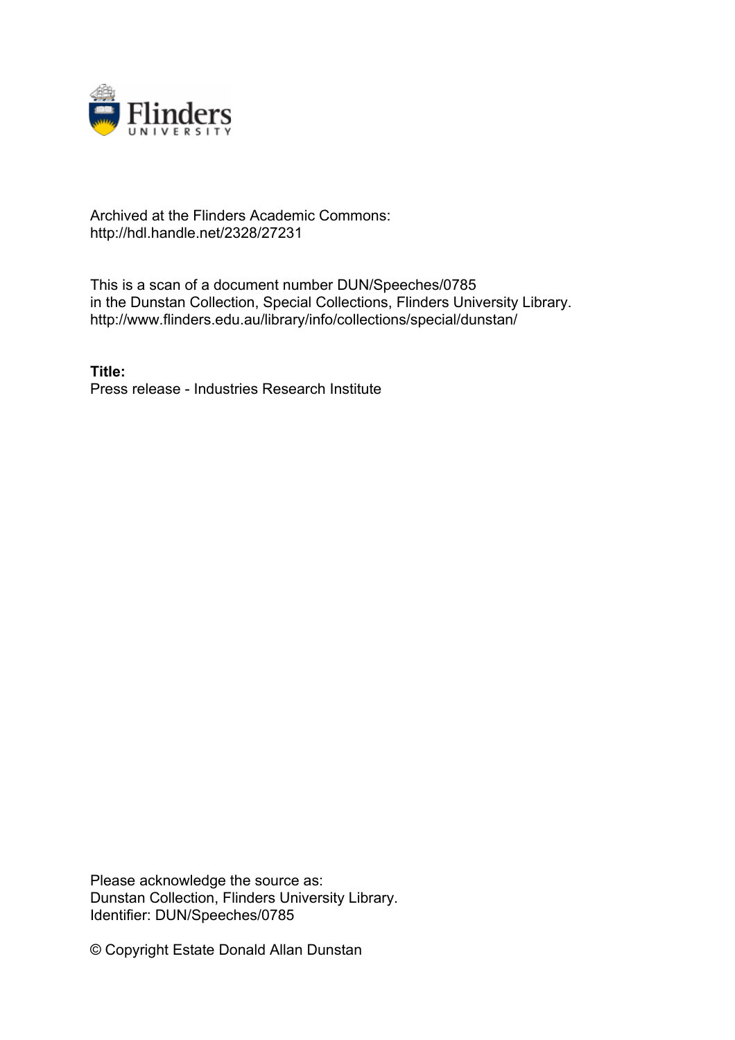Archived at the Flinders Academic Commons:
http://hdl.handle.net/2328/27231

This is a scan of a document number DUN/Speeches/0785
in the Dunstan Collection, Special Collections, Flinders University Library.
http://www.flinders.edu.au/library/info/collections/special/dunstan/

**Title:**
Press release - Industries Research Institute

Please acknowledge the source as:
Dunstan Collection, Flinders University Library.
Identifier: DUN/Speeches/0785

© Copyright Estate Donald Allan Dunstan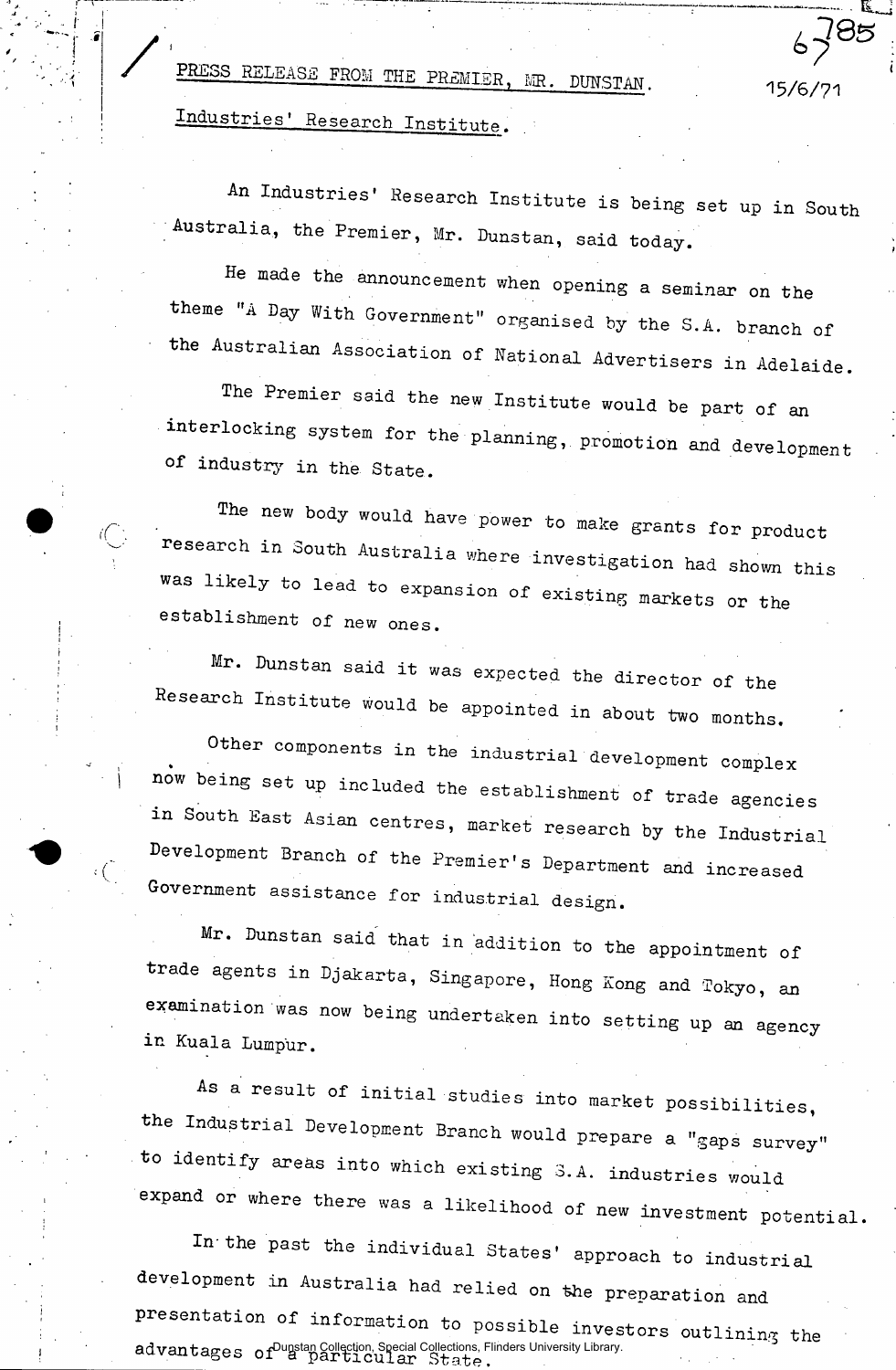PRESS RELEASE FROM THE PREMIER, MR. DUNSTAN.

15/6/71

Industries' Research Institute.

An Industries' Research Institute is being set up in South Australia, the Premier, Mr. Dunstan, said today.

He made the announcement when opening a seminar on the theme "A Day With Government" organised by the S.A. branch of the Australian Association of National Advertisers in Adelaide.

The Premier said the new Institute would be part of an interlocking system for the planning, promotion and development of industry in the State.

The new body would have power to make grants for product research in South Australia where investigation had shown this was likely to lead to expansion of existing markets or the establishment of new ones.

Mr. Dunstan said it was expected the director of the Research Institute would be appointed in about two months.

Other components in the industrial development complex now being set up included the establishment of trade agencies in South East Asian centres, market research by the Industrial Development Branch of the Premier's Department and increased Government assistance for industrial design.

Mr. Dunstan said that in addition to the appointment of trade agents in Djakarta, Singapore, Hong Kong and Tokyo, an examination was now being undertaken into setting up an agency in Kuala Lumpur.

As a result of initial studies into market possibilities, the Industrial Development Branch would prepare a "gaps survey" to identify areas into which existing S.A. industries would expand or where there was a likelihood of new investment potential.

In the past the individual States' approach to industrial development in Australia had relied on the preparation and presentation of information to possible investors outlining the advantages of a particular State.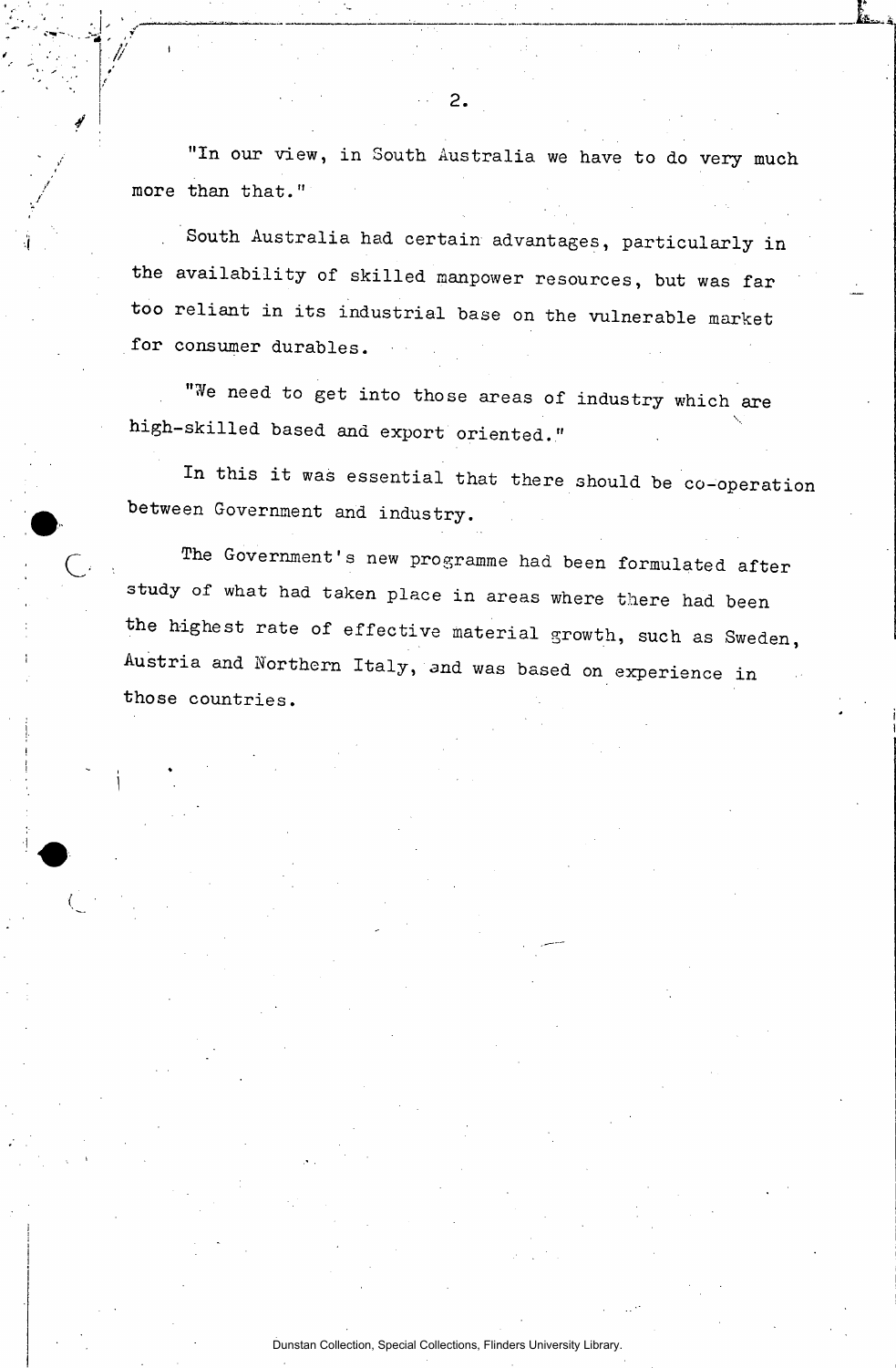"In our view, in South Australia we have to do very much more than that."

South Australia had certain advantages, particularly in the availability of skilled manpower resources, but was far too reliant in its industrial base on the vulnerable market for consumer durables.

"We need to get into those areas of industry which are high-skilled based and export oriented."

In this it was essential that there should be co-operation between Government and industry.

The Government's new programme had been formulated after study of what had taken place in areas where there had been the highest rate of effective material growth, such as Sweden, Austria and Northern Italy, and was based on experience in those countries.